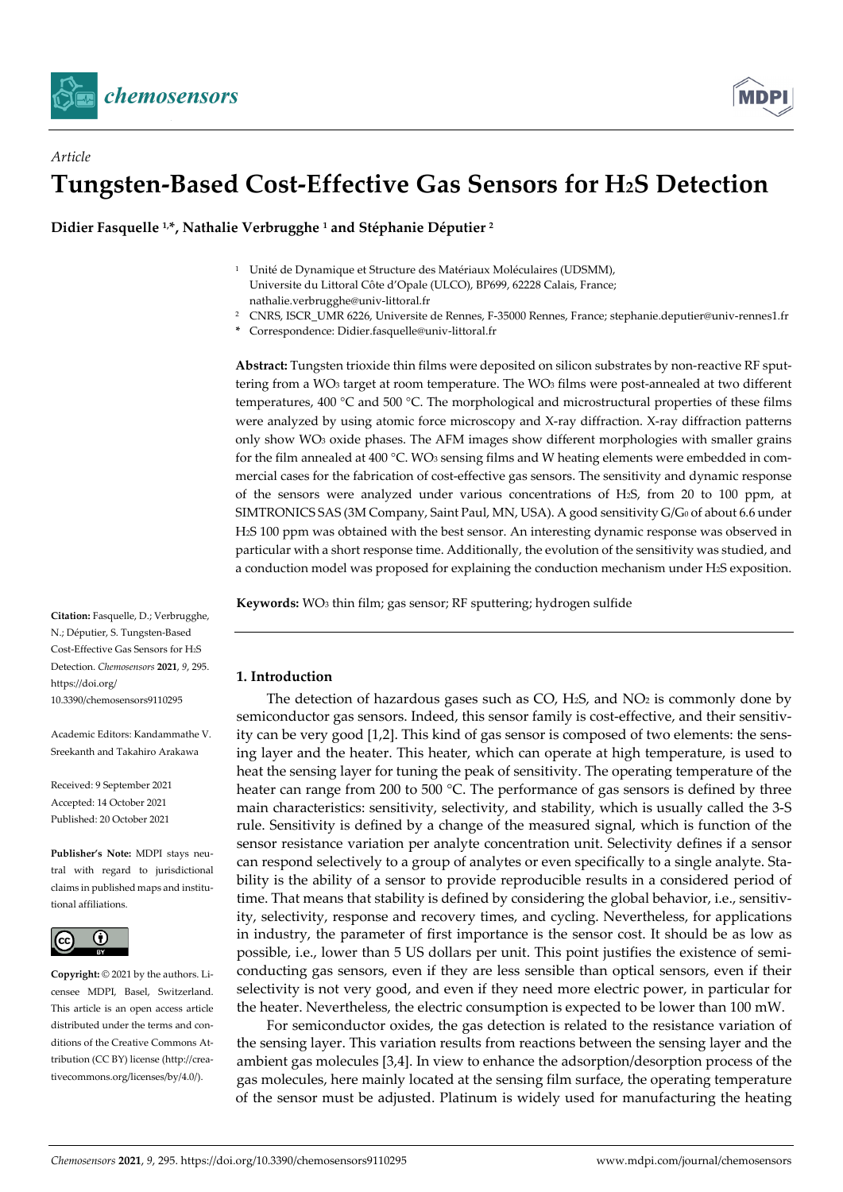*Article*

# Tungsten-Based Cost-Effective Gas Sensors for $H_2S$ Detection

**Didier Fasquelle [1,*], Nathalie Verbrugghe [1] and Stéphanie Députier [2]**

[1] Unité de Dynamique et Structure des Matériaux Moléculaires (UDSMM), Universite du Littoral Côte d'Opale (ULCO), BP699, 62228 Calais, France; nathalie.verbrugghe@univ-littoral.fr

[2] CNRS, ISCR_UMR 6226, Universite de Rennes, F-35000 Rennes, France; stephanie.deputier@univ-rennes1.fr

\* Correspondence: Didier.fasquelle@univ-littoral.fr

**Abstract:** Tungsten trioxide thin films were deposited on silicon substrates by non-reactive RF sputtering from a $WO_3$ target at room temperature. The $WO_3$ films were post-annealed at two different temperatures, 400 °C and 500 °C. The morphological and microstructural properties of these films were analyzed by using atomic force microscopy and X-ray diffraction. X-ray diffraction patterns only show $WO_3$ oxide phases. The AFM images show different morphologies with smaller grains for the film annealed at 400 °C. $WO_3$ sensing films and W heating elements were embedded in commercial cases for the fabrication of cost-effective gas sensors. The sensitivity and dynamic response of the sensors were analyzed under various concentrations of $H_2S$, from 20 to 100 ppm, at SIMTRONICS SAS (3M Company, Saint Paul, MN, USA). A good sensitivity $G/G_0$ of about 6.6 under $H_2S$ 100 ppm was obtained with the best sensor. An interesting dynamic response was observed in particular with a short response time. Additionally, the evolution of the sensitivity was studied, and a conduction model was proposed for explaining the conduction mechanism under $H_2S$ exposition.

**Keywords:** $WO_3$ thin film; gas sensor; RF sputtering; hydrogen sulfide

**Citation:** Fasquelle, D.; Verbrugghe, N.; Députier, S. Tungsten-Based Cost-Effective Gas Sensors for $H_2S$ Detection. *Chemosensors* **2021**, *9*, 295. https://doi.org/10.3390/chemosensors9110295

Academic Editors: Kandammathe V. Sreekanth and Takahiro Arakawa

Received: 9 September 2021
Accepted: 14 October 2021
Published: 20 October 2021

**Publisher's Note:** MDPI stays neutral with regard to jurisdictional claims in published maps and institutional affiliations.

**Copyright:** © 2021 by the authors. Licensee MDPI, Basel, Switzerland. This article is an open access article distributed under the terms and conditions of the Creative Commons Attribution (CC BY) license (http://creativecommons.org/licenses/by/4.0/).

## 1. Introduction

The detection of hazardous gases such as CO, $H_2S$, and $NO_2$ is commonly done by semiconductor gas sensors. Indeed, this sensor family is cost-effective, and their sensitivity can be very good [1,2]. This kind of gas sensor is composed of two elements: the sensing layer and the heater. This heater, which can operate at high temperature, is used to heat the sensing layer for tuning the peak of sensitivity. The operating temperature of the heater can range from 200 to 500 °C. The performance of gas sensors is defined by three main characteristics: sensitivity, selectivity, and stability, which is usually called the 3-S rule. Sensitivity is defined by a change of the measured signal, which is function of the sensor resistance variation per analyte concentration unit. Selectivity defines if a sensor can respond selectively to a group of analytes or even specifically to a single analyte. Stability is the ability of a sensor to provide reproducible results in a considered period of time. That means that stability is defined by considering the global behavior, i.e., sensitivity, selectivity, response and recovery times, and cycling. Nevertheless, for applications in industry, the parameter of first importance is the sensor cost. It should be as low as possible, i.e., lower than 5 US dollars per unit. This point justifies the existence of semiconducting gas sensors, even if they are less sensible than optical sensors, even if their selectivity is not very good, and even if they need more electric power, in particular for the heater. Nevertheless, the electric consumption is expected to be lower than 100 mW.

For semiconductor oxides, the gas detection is related to the resistance variation of the sensing layer. This variation results from reactions between the sensing layer and the ambient gas molecules [3,4]. In view to enhance the adsorption/desorption process of the gas molecules, here mainly located at the sensing film surface, the operating temperature of the sensor must be adjusted. Platinum is widely used for manufacturing the heating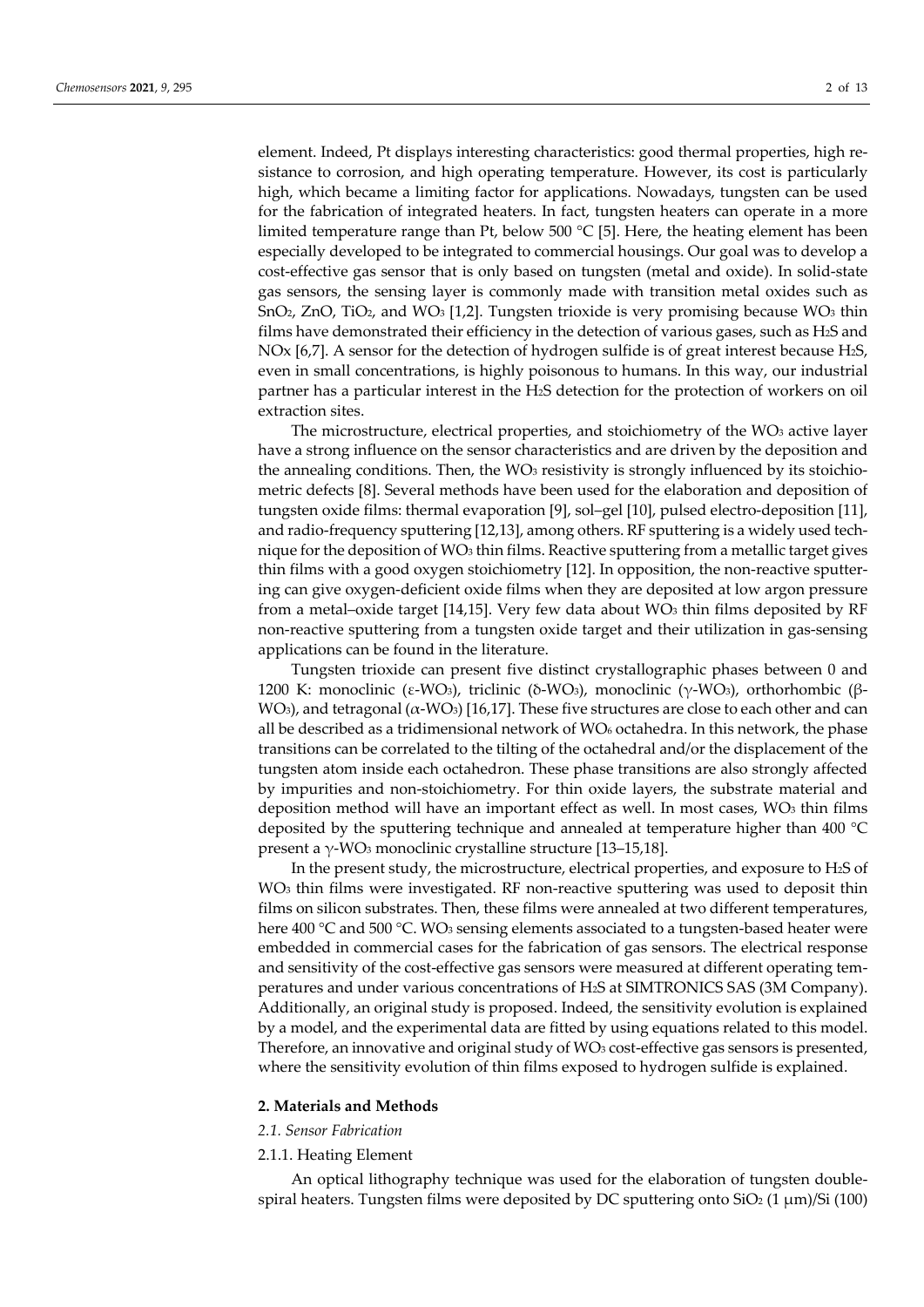element. Indeed, Pt displays interesting characteristics: good thermal properties, high resistance to corrosion, and high operating temperature. However, its cost is particularly high, which became a limiting factor for applications. Nowadays, tungsten can be used for the fabrication of integrated heaters. In fact, tungsten heaters can operate in a more limited temperature range than Pt, below 500 °C [5]. Here, the heating element has been especially developed to be integrated to commercial housings. Our goal was to develop a cost-effective gas sensor that is only based on tungsten (metal and oxide). In solid-state gas sensors, the sensing layer is commonly made with transition metal oxides such as $SnO_2$, ZnO, $TiO_2$, and $WO_3$ [1,2]. Tungsten trioxide is very promising because $WO_3$ thin films have demonstrated their efficiency in the detection of various gases, such as $H_2S$ and NOx [6,7]. A sensor for the detection of hydrogen sulfide is of great interest because $H_2S$, even in small concentrations, is highly poisonous to humans. In this way, our industrial partner has a particular interest in the $H_2S$ detection for the protection of workers on oil extraction sites.

The microstructure, electrical properties, and stoichiometry of the $WO_3$ active layer have a strong influence on the sensor characteristics and are driven by the deposition and the annealing conditions. Then, the $WO_3$ resistivity is strongly influenced by its stoichiometric defects [8]. Several methods have been used for the elaboration and deposition of tungsten oxide films: thermal evaporation [9], sol–gel [10], pulsed electro-deposition [11], and radio-frequency sputtering [12,13], among others. RF sputtering is a widely used technique for the deposition of $WO_3$ thin films. Reactive sputtering from a metallic target gives thin films with a good oxygen stoichiometry [12]. In opposition, the non-reactive sputtering can give oxygen-deficient oxide films when they are deposited at low argon pressure from a metal–oxide target [14,15]. Very few data about $WO_3$ thin films deposited by RF non-reactive sputtering from a tungsten oxide target and their utilization in gas-sensing applications can be found in the literature.

Tungsten trioxide can present five distinct crystallographic phases between 0 and 1200 K: monoclinic ($\varepsilon$-$WO_3$), triclinic ($\delta$-$WO_3$), monoclinic ($\gamma$-$WO_3$), orthorhombic ($\beta$-$WO_3$), and tetragonal ($\alpha$-$WO_3$) [16,17]. These five structures are close to each other and can all be described as a tridimensional network of $WO_6$ octahedra. In this network, the phase transitions can be correlated to the tilting of the octahedral and/or the displacement of the tungsten atom inside each octahedron. These phase transitions are also strongly affected by impurities and non-stoichiometry. For thin oxide layers, the substrate material and deposition method will have an important effect as well. In most cases, $WO_3$ thin films deposited by the sputtering technique and annealed at temperature higher than 400 °C present a $\gamma$-$WO_3$ monoclinic crystalline structure [13–15,18].

In the present study, the microstructure, electrical properties, and exposure to $H_2S$ of $WO_3$ thin films were investigated. RF non-reactive sputtering was used to deposit thin films on silicon substrates. Then, these films were annealed at two different temperatures, here 400 °C and 500 °C. $WO_3$ sensing elements associated to a tungsten-based heater were embedded in commercial cases for the fabrication of gas sensors. The electrical response and sensitivity of the cost-effective gas sensors were measured at different operating temperatures and under various concentrations of $H_2S$ at SIMTRONICS SAS (3M Company). Additionally, an original study is proposed. Indeed, the sensitivity evolution is explained by a model, and the experimental data are fitted by using equations related to this model. Therefore, an innovative and original study of $WO_3$ cost-effective gas sensors is presented, where the sensitivity evolution of thin films exposed to hydrogen sulfide is explained.

## 2. Materials and Methods

### *2.1. Sensor Fabrication*

#### 2.1.1. Heating Element

An optical lithography technique was used for the elaboration of tungsten double-spiral heaters. Tungsten films were deposited by DC sputtering onto $SiO_2$ (1 µm)/Si (100)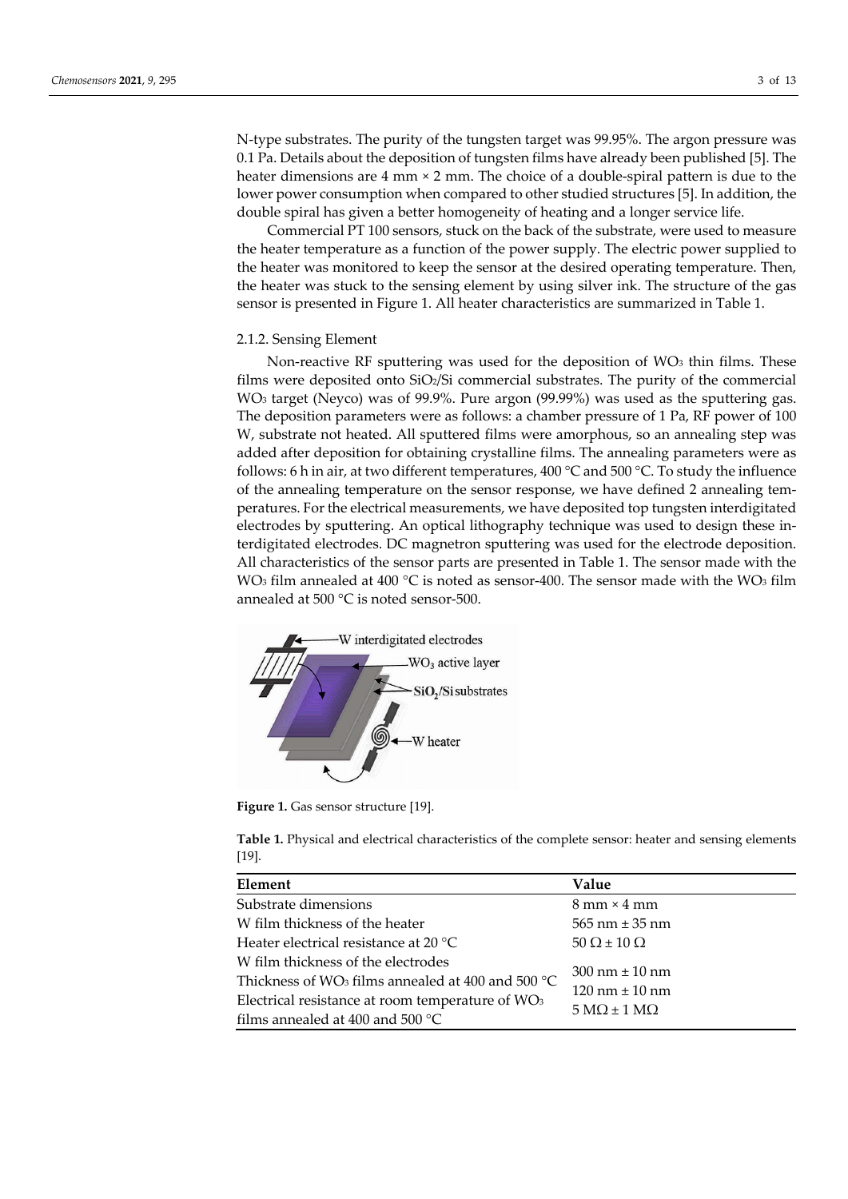N-type substrates. The purity of the tungsten target was 99.95%. The argon pressure was 0.1 Pa. Details about the deposition of tungsten films have already been published [5]. The heater dimensions are 4 mm × 2 mm. The choice of a double-spiral pattern is due to the lower power consumption when compared to other studied structures [5]. In addition, the double spiral has given a better homogeneity of heating and a longer service life.

Commercial PT 100 sensors, stuck on the back of the substrate, were used to measure the heater temperature as a function of the power supply. The electric power supplied to the heater was monitored to keep the sensor at the desired operating temperature. Then, the heater was stuck to the sensing element by using silver ink. The structure of the gas sensor is presented in Figure 1. All heater characteristics are summarized in Table 1.

#### 2.1.2. Sensing Element

Non-reactive RF sputtering was used for the deposition of $WO_3$ thin films. These films were deposited onto $SiO_2$/Si commercial substrates. The purity of the commercial $WO_3$ target (Neyco) was of 99.9%. Pure argon (99.99%) was used as the sputtering gas. The deposition parameters were as follows: a chamber pressure of 1 Pa, RF power of 100 W, substrate not heated. All sputtered films were amorphous, so an annealing step was added after deposition for obtaining crystalline films. The annealing parameters were as follows: 6 h in air, at two different temperatures, 400 °C and 500 °C. To study the influence of the annealing temperature on the sensor response, we have defined 2 annealing temperatures. For the electrical measurements, we have deposited top tungsten interdigitated electrodes by sputtering. An optical lithography technique was used to design these interdigitated electrodes. DC magnetron sputtering was used for the electrode deposition. All characteristics of the sensor parts are presented in Table 1. The sensor made with the $WO_3$ film annealed at 400 °C is noted as sensor-400. The sensor made with the $WO_3$ film annealed at 500 °C is noted sensor-500.

**Figure 1.** Gas sensor structure [19].

**Table 1.** Physical and electrical characteristics of the complete sensor: heater and sensing elements [19].

| Element | Value |
|---|---|
| Substrate dimensions | 8 mm × 4 mm |
| W film thickness of the heater | 565 nm ± 35 nm |
| Heater electrical resistance at 20 °C | 50 Ω ± 10 Ω |
| W film thickness of the electrodes | 300 nm ± 10 nm |
| Thickness of $WO_3$ films annealed at 400 and 500 °C | 120 nm ± 10 nm |
| Electrical resistance at room temperature of $WO_3$ films annealed at 400 and 500 °C | 5 MΩ ± 1 MΩ |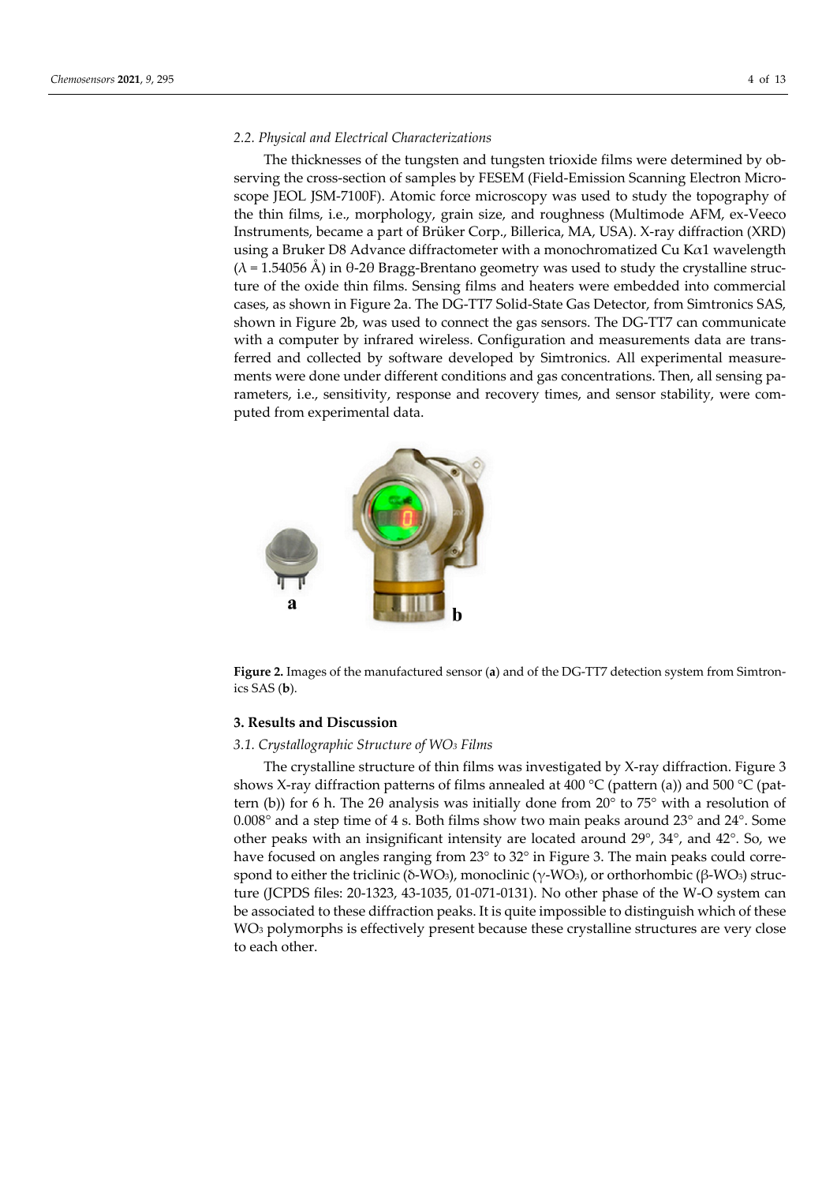### 2.2. Physical and Electrical Characterizations

The thicknesses of the tungsten and tungsten trioxide films were determined by observing the cross-section of samples by FESEM (Field-Emission Scanning Electron Microscope JEOL JSM-7100F). Atomic force microscopy was used to study the topography of the thin films, i.e., morphology, grain size, and roughness (Multimode AFM, ex-Veeco Instruments, became a part of Brüker Corp., Billerica, MA, USA). X-ray diffraction (XRD) using a Bruker D8 Advance diffractometer with a monochromatized Cu K$\alpha$1 wavelength ($\lambda$ = 1.54056 Å) in θ-2θ Bragg-Brentano geometry was used to study the crystalline structure of the oxide thin films. Sensing films and heaters were embedded into commercial cases, as shown in Figure 2a. The DG-TT7 Solid-State Gas Detector, from Simtronics SAS, shown in Figure 2b, was used to connect the gas sensors. The DG-TT7 can communicate with a computer by infrared wireless. Configuration and measurements data are transferred and collected by software developed by Simtronics. All experimental measurements were done under different conditions and gas concentrations. Then, all sensing parameters, i.e., sensitivity, response and recovery times, and sensor stability, were computed from experimental data.

**Figure 2.** Images of the manufactured sensor (**a**) and of the DG-TT7 detection system from Simtronics SAS (**b**).

## 3. Results and Discussion

### 3.1. Crystallographic Structure of $WO_3$ Films

The crystalline structure of thin films was investigated by X-ray diffraction. Figure 3 shows X-ray diffraction patterns of films annealed at 400 °C (pattern (a)) and 500 °C (pattern (b)) for 6 h. The 2θ analysis was initially done from 20° to 75° with a resolution of 0.008° and a step time of 4 s. Both films show two main peaks around 23° and 24°. Some other peaks with an insignificant intensity are located around 29°, 34°, and 42°. So, we have focused on angles ranging from 23° to 32° in Figure 3. The main peaks could correspond to either the triclinic (δ-$WO_3$), monoclinic (γ-$WO_3$), or orthorhombic (β-$WO_3$) structure (JCPDS files: 20-1323, 43-1035, 01-071-0131). No other phase of the W-O system can be associated to these diffraction peaks. It is quite impossible to distinguish which of these $WO_3$ polymorphs is effectively present because these crystalline structures are very close to each other.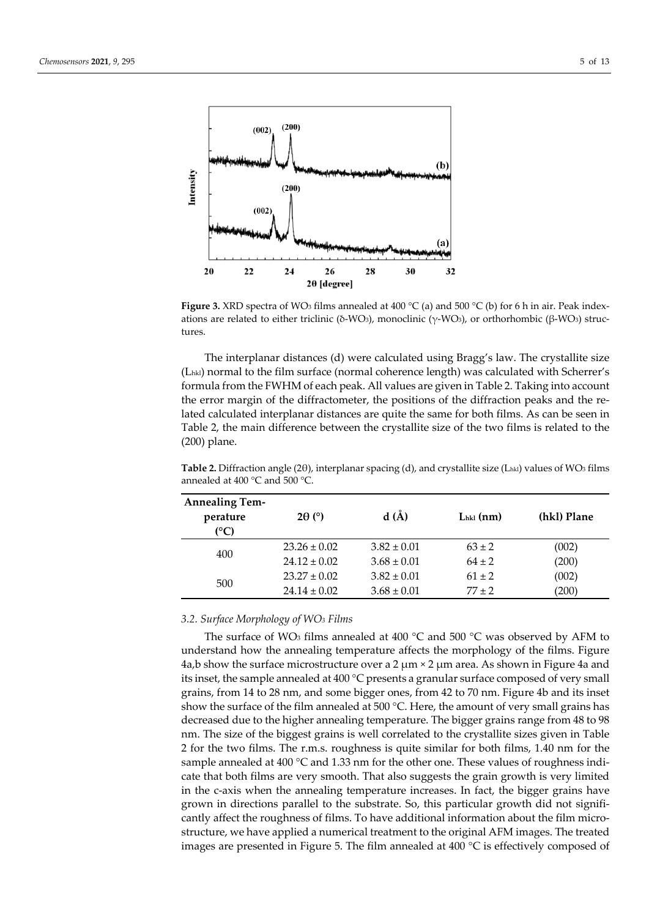**Figure 3.** XRD spectra of $WO_3$ films annealed at 400 °C (a) and 500 °C (b) for 6 h in air. Peak indexations are related to either triclinic (δ-$WO_3$), monoclinic (γ-$WO_3$), or orthorhombic (β-$WO_3$) structures.

The interplanar distances (d) were calculated using Bragg's law. The crystallite size ($L_{hkl}$) normal to the film surface (normal coherence length) was calculated with Scherrer's formula from the FWHM of each peak. All values are given in Table 2. Taking into account the error margin of the diffractometer, the positions of the diffraction peaks and the related calculated interplanar distances are quite the same for both films. As can be seen in Table 2, the main difference between the crystallite size of the two films is related to the (200) plane.

**Table 2.** Diffraction angle (2θ), interplanar spacing (d), and crystallite size ($L_{hkl}$) values of $WO_3$ films annealed at 400 °C and 500 °C.

| Annealing Temperature (°C) | 2θ (°) | d (Å) | $L_{hkl}$ (nm) | (hkl) Plane |
|---|---|---|---|---|
| 400 | 23.26 ± 0.02 | 3.82 ± 0.01 | 63 ± 2 | (002) |
| | 24.12 ± 0.02 | 3.68 ± 0.01 | 64 ± 2 | (200) |
| 500 | 23.27 ± 0.02 | 3.82 ± 0.01 | 61 ± 2 | (002) |
| | 24.14 ± 0.02 | 3.68 ± 0.01 | 77 ± 2 | (200) |

### *3.2. Surface Morphology of $WO_3$ Films*

The surface of $WO_3$ films annealed at 400 °C and 500 °C was observed by AFM to understand how the annealing temperature affects the morphology of the films. Figure 4a,b show the surface microstructure over a 2 μm × 2 μm area. As shown in Figure 4a and its inset, the sample annealed at 400 °C presents a granular surface composed of very small grains, from 14 to 28 nm, and some bigger ones, from 42 to 70 nm. Figure 4b and its inset show the surface of the film annealed at 500 °C. Here, the amount of very small grains has decreased due to the higher annealing temperature. The bigger grains range from 48 to 98 nm. The size of the biggest grains is well correlated to the crystallite sizes given in Table 2 for the two films. The r.m.s. roughness is quite similar for both films, 1.40 nm for the sample annealed at 400 °C and 1.33 nm for the other one. These values of roughness indicate that both films are very smooth. That also suggests the grain growth is very limited in the c-axis when the annealing temperature increases. In fact, the bigger grains have grown in directions parallel to the substrate. So, this particular growth did not significantly affect the roughness of films. To have additional information about the film microstructure, we have applied a numerical treatment to the original AFM images. The treated images are presented in Figure 5. The film annealed at 400 °C is effectively composed of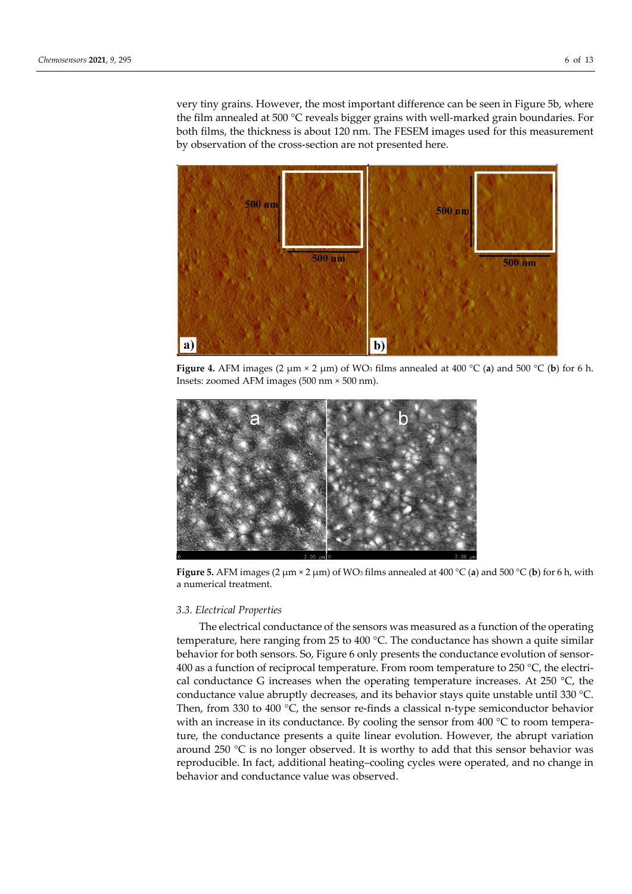very tiny grains. However, the most important difference can be seen in Figure 5b, where the film annealed at 500 °C reveals bigger grains with well-marked grain boundaries. For both films, the thickness is about 120 nm. The FESEM images used for this measurement by observation of the cross-section are not presented here.

**Figure 4.** AFM images (2 μm × 2 μm) of $WO_3$ films annealed at 400 °C (**a**) and 500 °C (**b**) for 6 h. Insets: zoomed AFM images (500 nm × 500 nm).

**Figure 5.** AFM images (2 μm × 2 μm) of $WO_3$ films annealed at 400 °C (**a**) and 500 °C (**b**) for 6 h, with a numerical treatment.

### *3.3. Electrical Properties*

The electrical conductance of the sensors was measured as a function of the operating temperature, here ranging from 25 to 400 °C. The conductance has shown a quite similar behavior for both sensors. So, Figure 6 only presents the conductance evolution of sensor-400 as a function of reciprocal temperature. From room temperature to 250 °C, the electrical conductance G increases when the operating temperature increases. At 250 °C, the conductance value abruptly decreases, and its behavior stays quite unstable until 330 °C. Then, from 330 to 400 °C, the sensor re-finds a classical n-type semiconductor behavior with an increase in its conductance. By cooling the sensor from 400 °C to room temperature, the conductance presents a quite linear evolution. However, the abrupt variation around 250 °C is no longer observed. It is worthy to add that this sensor behavior was reproducible. In fact, additional heating–cooling cycles were operated, and no change in behavior and conductance value was observed.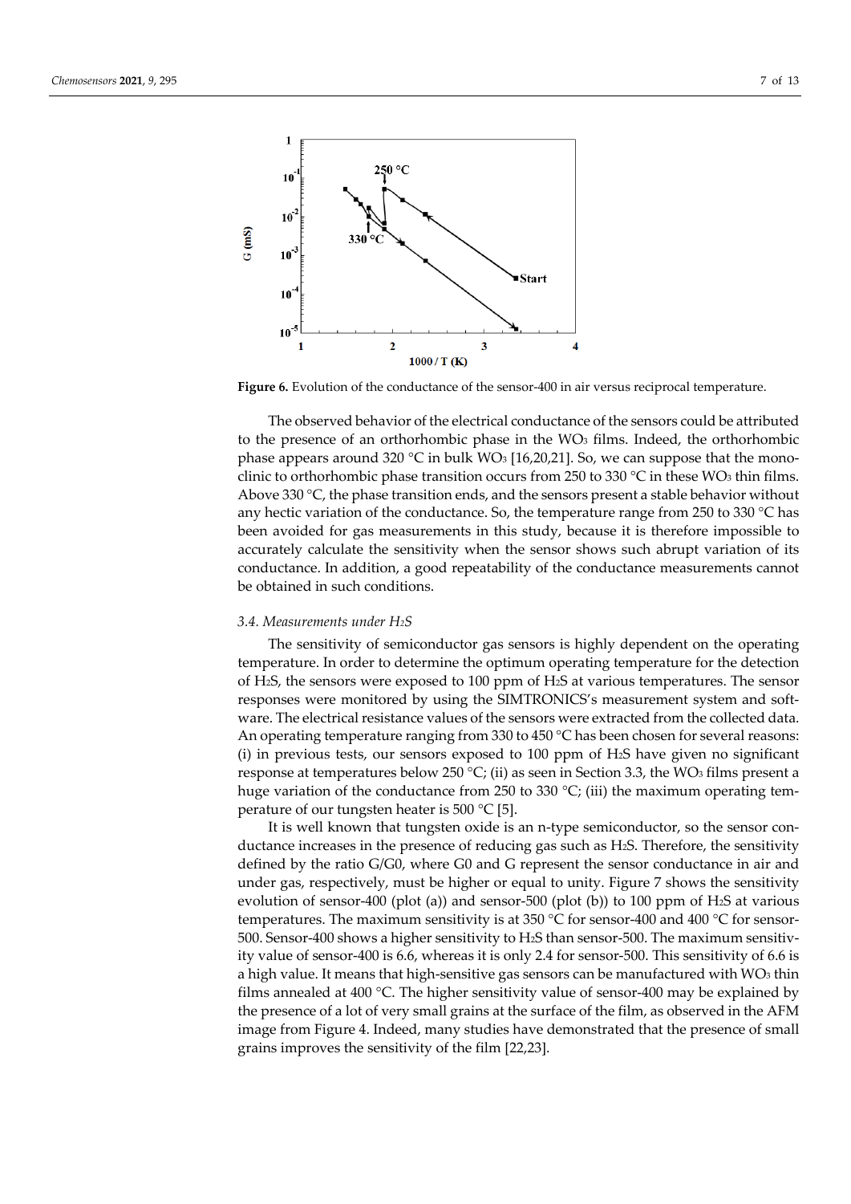Figure 6. Evolution of the conductance of the sensor-400 in air versus reciprocal temperature.

The observed behavior of the electrical conductance of the sensors could be attributed to the presence of an orthorhombic phase in the $WO_3$ films. Indeed, the orthorhombic phase appears around 320 °C in bulk $WO_3$ [16,20,21]. So, we can suppose that the monoclinic to orthorhombic phase transition occurs from 250 to 330 °C in these $WO_3$ thin films. Above 330 °C, the phase transition ends, and the sensors present a stable behavior without any hectic variation of the conductance. So, the temperature range from 250 to 330 °C has been avoided for gas measurements in this study, because it is therefore impossible to accurately calculate the sensitivity when the sensor shows such abrupt variation of its conductance. In addition, a good repeatability of the conductance measurements cannot be obtained in such conditions.

### *3.4. Measurements under $H_2S$*

The sensitivity of semiconductor gas sensors is highly dependent on the operating temperature. In order to determine the optimum operating temperature for the detection of $H_2S$, the sensors were exposed to 100 ppm of $H_2S$ at various temperatures. The sensor responses were monitored by using the SIMTRONICS's measurement system and software. The electrical resistance values of the sensors were extracted from the collected data. An operating temperature ranging from 330 to 450 °C has been chosen for several reasons: (i) in previous tests, our sensors exposed to 100 ppm of $H_2S$ have given no significant response at temperatures below 250 °C; (ii) as seen in Section 3.3, the $WO_3$ films present a huge variation of the conductance from 250 to 330 °C; (iii) the maximum operating temperature of our tungsten heater is 500 °C [5].

It is well known that tungsten oxide is an n-type semiconductor, so the sensor conductance increases in the presence of reducing gas such as $H_2S$. Therefore, the sensitivity defined by the ratio G/G0, where G0 and G represent the sensor conductance in air and under gas, respectively, must be higher or equal to unity. Figure 7 shows the sensitivity evolution of sensor-400 (plot (a)) and sensor-500 (plot (b)) to 100 ppm of $H_2S$ at various temperatures. The maximum sensitivity is at 350 °C for sensor-400 and 400 °C for sensor-500. Sensor-400 shows a higher sensitivity to $H_2S$ than sensor-500. The maximum sensitivity value of sensor-400 is 6.6, whereas it is only 2.4 for sensor-500. This sensitivity of 6.6 is a high value. It means that high-sensitive gas sensors can be manufactured with $WO_3$ thin films annealed at 400 °C. The higher sensitivity value of sensor-400 may be explained by the presence of a lot of very small grains at the surface of the film, as observed in the AFM image from Figure 4. Indeed, many studies have demonstrated that the presence of small grains improves the sensitivity of the film [22,23].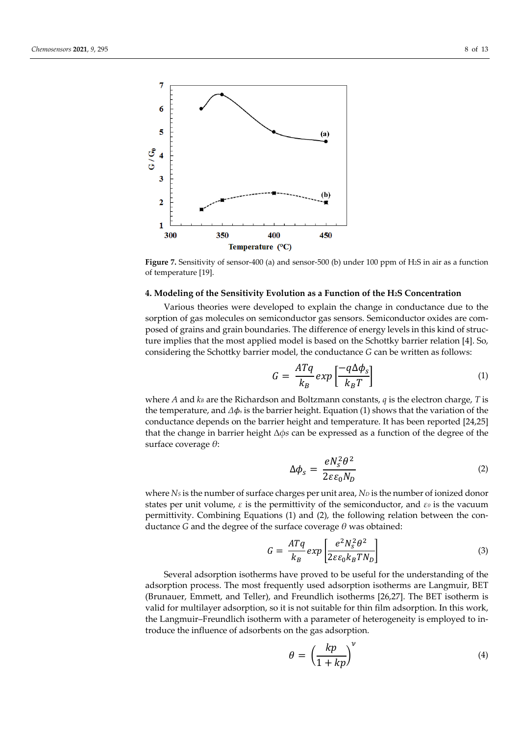**Figure 7.** Sensitivity of sensor-400 (a) and sensor-500 (b) under 100 ppm of $H_2S$ in air as a function of temperature [19].

## 4. Modeling of the Sensitivity Evolution as a Function of the $H_2S$ Concentration

Various theories were developed to explain the change in conductance due to the sorption of gas molecules on semiconductor gas sensors. Semiconductor oxides are composed of grains and grain boundaries. The difference of energy levels in this kind of structure implies that the most applied model is based on the Schottky barrier relation [4]. So, considering the Schottky barrier model, the conductance $G$ can be written as follows:

$$G = \frac{ATq}{k_B} exp\left[\frac{-q\Delta\phi_s}{k_B T}\right] \tag{1}$$

where $A$ and $k_B$ are the Richardson and Boltzmann constants, $q$ is the electron charge, $T$ is the temperature, and $\Delta\phi_s$ is the barrier height. Equation (1) shows that the variation of the conductance depends on the barrier height and temperature. It has been reported [24,25] that the change in barrier height $\Delta\phi s$ can be expressed as a function of the degree of the surface coverage $\theta$:

$$\Delta\phi_s = \frac{eN_s^2\theta^2}{2\varepsilon\varepsilon_0 N_D} \tag{2}$$

where $N_S$ is the number of surface charges per unit area, $N_D$ is the number of ionized donor states per unit volume, $\varepsilon$ is the permittivity of the semiconductor, and $\varepsilon_0$ is the vacuum permittivity. Combining Equations (1) and (2), the following relation between the conductance $G$ and the degree of the surface coverage $\theta$ was obtained:

$$G = \frac{ATq}{k_B} exp\left[\frac{e^2N_s^2\theta^2}{2\varepsilon\varepsilon_0 k_B T N_D}\right] \tag{3}$$

Several adsorption isotherms have proved to be useful for the understanding of the adsorption process. The most frequently used adsorption isotherms are Langmuir, BET (Brunauer, Emmett, and Teller), and Freundlich isotherms [26,27]. The BET isotherm is valid for multilayer adsorption, so it is not suitable for thin film adsorption. In this work, the Langmuir–Freundlich isotherm with a parameter of heterogeneity is employed to introduce the influence of adsorbents on the gas adsorption.

$$\theta = \left(\frac{kp}{1+kp}\right)^{\nu} \tag{4}$$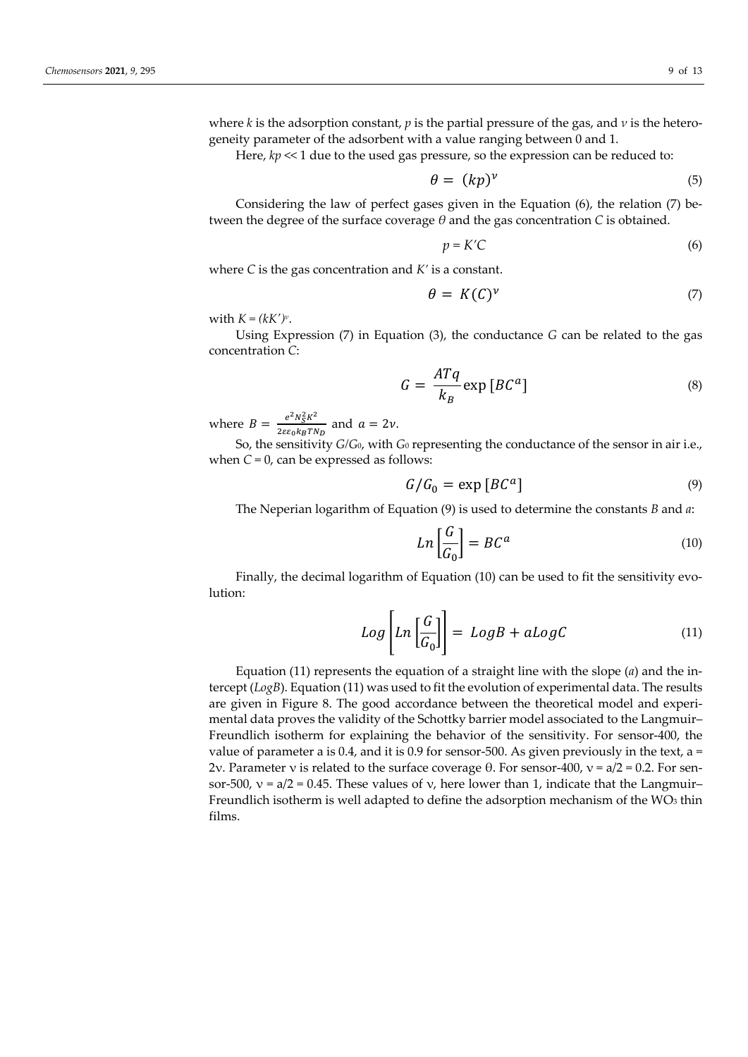where $k$ is the adsorption constant, $p$ is the partial pressure of the gas, and $\nu$ is the heterogeneity parameter of the adsorbent with a value ranging between 0 and 1.

Here, $kp \ll 1$ due to the used gas pressure, so the expression can be reduced to:

$$\theta = (kp)^{\nu} \tag{5}$$

Considering the law of perfect gases given in the Equation (6), the relation (7) between the degree of the surface coverage $\theta$ and the gas concentration $C$ is obtained.

$$p = K'C \tag{6}$$

where $C$ is the gas concentration and $K'$ is a constant.

$$\theta = K(C)^{\nu} \tag{7}$$

with $K = (kK')^{\nu}$.

Using Expression (7) in Equation (3), the conductance $G$ can be related to the gas concentration $C$:

$$G = \frac{ATq}{k_B} \exp\left[BC^{a}\right] \tag{8}$$

where $B = \frac{e^2 N_S^2 K^2}{2\varepsilon\varepsilon_0 k_B T N_D}$ and $a = 2\nu$.

So, the sensitivity $G/G_0$, with $G_0$ representing the conductance of the sensor in air i.e., when $C = 0$, can be expressed as follows:

$$G/G_0 = \exp\left[BC^{a}\right] \tag{9}$$

The Neperian logarithm of Equation (9) is used to determine the constants $B$ and $a$:

$$Ln\left[\frac{G}{G_0}\right] = BC^{a} \tag{10}$$

Finally, the decimal logarithm of Equation (10) can be used to fit the sensitivity evolution:

$$Log\left[Ln\left[\frac{G}{G_0}\right]\right] = LogB + aLogC \tag{11}$$

Equation (11) represents the equation of a straight line with the slope ($a$) and the intercept ($LogB$). Equation (11) was used to fit the evolution of experimental data. The results are given in Figure 8. The good accordance between the theoretical model and experimental data proves the validity of the Schottky barrier model associated to the Langmuir–Freundlich isotherm for explaining the behavior of the sensitivity. For sensor-400, the value of parameter a is 0.4, and it is 0.9 for sensor-500. As given previously in the text, $a = 2\nu$. Parameter $\nu$ is related to the surface coverage $\theta$. For sensor-400, $\nu = a/2 = 0.2$. For sensor-500, $\nu = a/2 = 0.45$. These values of $\nu$, here lower than 1, indicate that the Langmuir–Freundlich isotherm is well adapted to define the adsorption mechanism of the $WO_3$ thin films.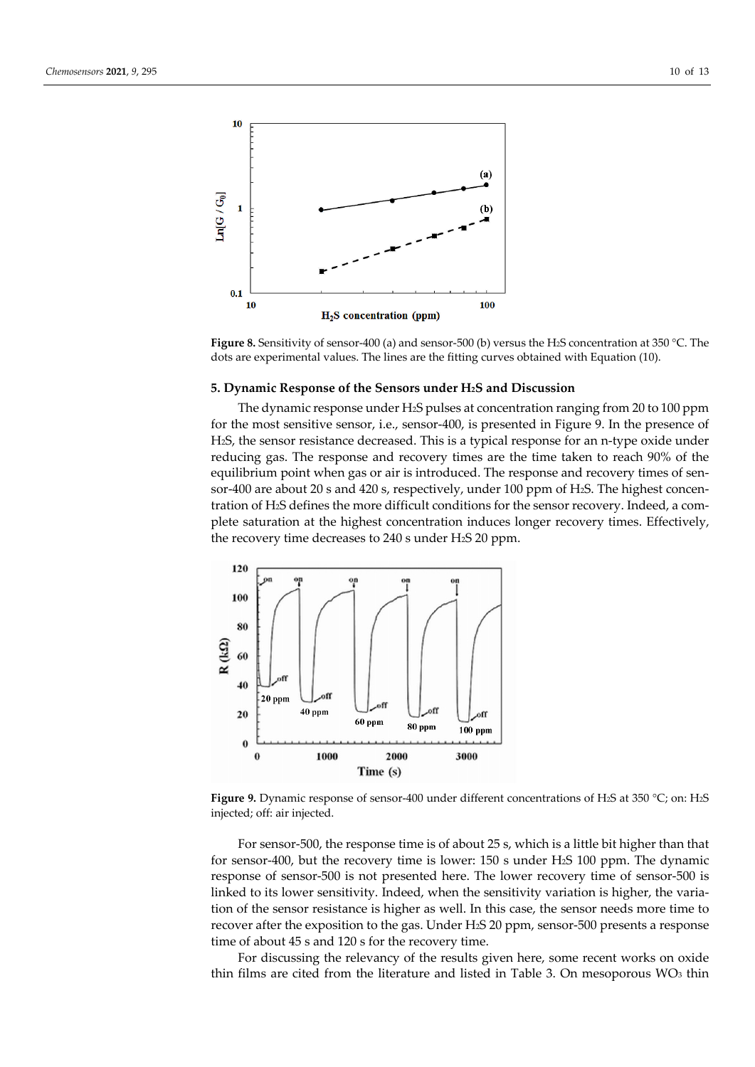**Figure 8.** Sensitivity of sensor-400 (a) and sensor-500 (b) versus the $H_2S$ concentration at 350 °C. The dots are experimental values. The lines are the fitting curves obtained with Equation (10).

## 5. Dynamic Response of the Sensors under $H_2S$ and Discussion

The dynamic response under $H_2S$ pulses at concentration ranging from 20 to 100 ppm for the most sensitive sensor, i.e., sensor-400, is presented in Figure 9. In the presence of $H_2S$, the sensor resistance decreased. This is a typical response for an n-type oxide under reducing gas. The response and recovery times are the time taken to reach 90% of the equilibrium point when gas or air is introduced. The response and recovery times of sensor-400 are about 20 s and 420 s, respectively, under 100 ppm of $H_2S$. The highest concentration of $H_2S$ defines the more difficult conditions for the sensor recovery. Indeed, a complete saturation at the highest concentration induces longer recovery times. Effectively, the recovery time decreases to 240 s under $H_2S$ 20 ppm.

**Figure 9.** Dynamic response of sensor-400 under different concentrations of $H_2S$ at 350 °C; on: $H_2S$ injected; off: air injected.

For sensor-500, the response time is of about 25 s, which is a little bit higher than that for sensor-400, but the recovery time is lower: 150 s under $H_2S$ 100 ppm. The dynamic response of sensor-500 is not presented here. The lower recovery time of sensor-500 is linked to its lower sensitivity. Indeed, when the sensitivity variation is higher, the variation of the sensor resistance is higher as well. In this case, the sensor needs more time to recover after the exposition to the gas. Under $H_2S$ 20 ppm, sensor-500 presents a response time of about 45 s and 120 s for the recovery time.

For discussing the relevancy of the results given here, some recent works on oxide thin films are cited from the literature and listed in Table 3. On mesoporous $WO_3$ thin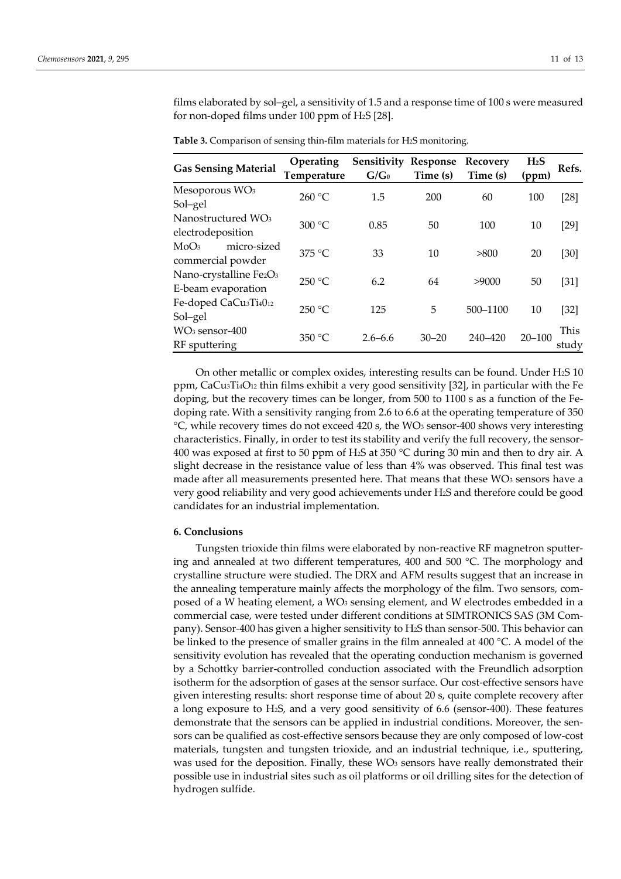films elaborated by sol–gel, a sensitivity of 1.5 and a response time of 100 s were measured for non-doped films under 100 ppm of $H_2S$ [28].

**Table 3.** Comparison of sensing thin-film materials for $H_2S$ monitoring.

| Gas Sensing Material | Operating Temperature | Sensitivity $G/G_0$ | Response Time (s) | Recovery Time (s) | $H_2S$ (ppm) | Refs. |
|---|---|---|---|---|---|---|
| Mesoporous $WO_3$ Sol–gel | 260 °C | 1.5 | 200 | 60 | 100 | [28] |
| Nanostructured $WO_3$ electrodeposition | 300 °C | 0.85 | 50 | 100 | 10 | [29] |
| $MoO_3$ micro-sized commercial powder | 375 °C | 33 | 10 | >800 | 20 | [30] |
| Nano-crystalline $Fe_2O_3$ E-beam evaporation | 250 °C | 6.2 | 64 | >9000 | 50 | [31] |
| Fe-doped $CaCu_3Ti_4O_{12}$ Sol–gel | 250 °C | 125 | 5 | 500–1100 | 10 | [32] |
| $WO_3$ sensor-400 RF sputtering | 350 °C | 2.6–6.6 | 30–20 | 240–420 | 20–100 | This study |

On other metallic or complex oxides, interesting results can be found. Under $H_2S$ 10 ppm, $CaCu_3Ti_4O_{12}$ thin films exhibit a very good sensitivity [32], in particular with the Fe doping, but the recovery times can be longer, from 500 to 1100 s as a function of the Fe-doping rate. With a sensitivity ranging from 2.6 to 6.6 at the operating temperature of 350 °C, while recovery times do not exceed 420 s, the $WO_3$ sensor-400 shows very interesting characteristics. Finally, in order to test its stability and verify the full recovery, the sensor-400 was exposed at first to 50 ppm of $H_2S$ at 350 °C during 30 min and then to dry air. A slight decrease in the resistance value of less than 4% was observed. This final test was made after all measurements presented here. That means that these $WO_3$ sensors have a very good reliability and very good achievements under $H_2S$ and therefore could be good candidates for an industrial implementation.

## 6. Conclusions

Tungsten trioxide thin films were elaborated by non-reactive RF magnetron sputtering and annealed at two different temperatures, 400 and 500 °C. The morphology and crystalline structure were studied. The DRX and AFM results suggest that an increase in the annealing temperature mainly affects the morphology of the film. Two sensors, composed of a W heating element, a $WO_3$ sensing element, and W electrodes embedded in a commercial case, were tested under different conditions at SIMTRONICS SAS (3M Company). Sensor-400 has given a higher sensitivity to $H_2S$ than sensor-500. This behavior can be linked to the presence of smaller grains in the film annealed at 400 °C. A model of the sensitivity evolution has revealed that the operating conduction mechanism is governed by a Schottky barrier-controlled conduction associated with the Freundlich adsorption isotherm for the adsorption of gases at the sensor surface. Our cost-effective sensors have given interesting results: short response time of about 20 s, quite complete recovery after a long exposure to $H_2S$, and a very good sensitivity of 6.6 (sensor-400). These features demonstrate that the sensors can be applied in industrial conditions. Moreover, the sensors can be qualified as cost-effective sensors because they are only composed of low-cost materials, tungsten and tungsten trioxide, and an industrial technique, i.e., sputtering, was used for the deposition. Finally, these $WO_3$ sensors have really demonstrated their possible use in industrial sites such as oil platforms or oil drilling sites for the detection of hydrogen sulfide.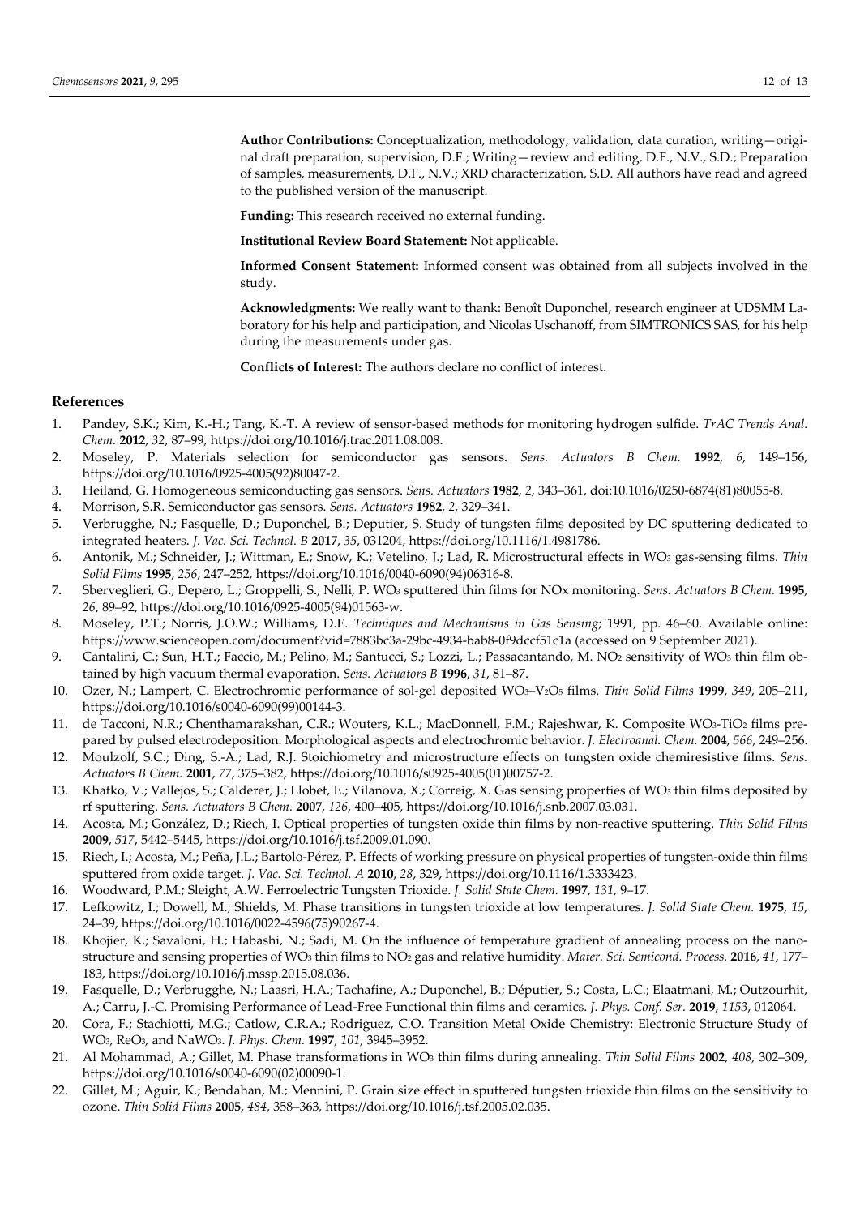**Author Contributions:** Conceptualization, methodology, validation, data curation, writing—original draft preparation, supervision, D.F.; Writing—review and editing, D.F., N.V., S.D.; Preparation of samples, measurements, D.F., N.V.; XRD characterization, S.D. All authors have read and agreed to the published version of the manuscript.

**Funding:** This research received no external funding.

**Institutional Review Board Statement:** Not applicable.

**Informed Consent Statement:** Informed consent was obtained from all subjects involved in the study.

**Acknowledgments:** We really want to thank: Benoît Duponchel, research engineer at UDSMM Laboratory for his help and participation, and Nicolas Uschanoff, from SIMTRONICS SAS, for his help during the measurements under gas.

**Conflicts of Interest:** The authors declare no conflict of interest.

## References

1. Pandey, S.K.; Kim, K.-H.; Tang, K.-T. A review of sensor-based methods for monitoring hydrogen sulfide. *TrAC Trends Anal. Chem.* **2012**, *32*, 87–99, https://doi.org/10.1016/j.trac.2011.08.008.
2. Moseley, P. Materials selection for semiconductor gas sensors. *Sens. Actuators B Chem.* **1992**, *6*, 149–156, https://doi.org/10.1016/0925-4005(92)80047-2.
3. Heiland, G. Homogeneous semiconducting gas sensors. *Sens. Actuators* **1982**, *2*, 343–361, doi:10.1016/0250-6874(81)80055-8.
4. Morrison, S.R. Semiconductor gas sensors. *Sens. Actuators* **1982**, *2*, 329–341.
5. Verbrugghe, N.; Fasquelle, D.; Duponchel, B.; Deputier, S. Study of tungsten films deposited by DC sputtering dedicated to integrated heaters. *J. Vac. Sci. Technol. B* **2017**, *35*, 031204, https://doi.org/10.1116/1.4981786.
6. Antonik, M.; Schneider, J.; Wittman, E.; Snow, K.; Vetelino, J.; Lad, R. Microstructural effects in $WO_3$ gas-sensing films. *Thin Solid Films* **1995**, *256*, 247–252, https://doi.org/10.1016/0040-6090(94)06316-8.
7. Sberveglieri, G.; Depero, L.; Groppelli, S.; Nelli, P. $WO_3$ sputtered thin films for $NO_x$ monitoring. *Sens. Actuators B Chem.* **1995**, *26*, 89–92, https://doi.org/10.1016/0925-4005(94)01563-w.
8. Moseley, P.T.; Norris, J.O.W.; Williams, D.E. *Techniques and Mechanisms in Gas Sensing*; 1991, pp. 46–60. Available online: https://www.scienceopen.com/document?vid=7883bc3a-29bc-4934-bab8-0f9dccf51c1a (accessed on 9 September 2021).
9. Cantalini, C.; Sun, H.T.; Faccio, M.; Pelino, M.; Santucci, S.; Lozzi, L.; Passacantando, M. $NO_2$ sensitivity of $WO_3$ thin film obtained by high vacuum thermal evaporation. *Sens. Actuators B* **1996**, *31*, 81–87.
10. Ozer, N.; Lampert, C. Electrochromic performance of sol-gel deposited $WO_3$–$V_2O_5$ films. *Thin Solid Films* **1999**, *349*, 205–211, https://doi.org/10.1016/s0040-6090(99)00144-3.
11. de Tacconi, N.R.; Chenthamarakshan, C.R.; Wouters, K.L.; MacDonnell, F.M.; Rajeshwar, K. Composite $WO_3$-$TiO_2$ films prepared by pulsed electrodeposition: Morphological aspects and electrochromic behavior. *J. Electroanal. Chem.* **2004**, *566*, 249–256.
12. Moulzolf, S.C.; Ding, S.-A.; Lad, R.J. Stoichiometry and microstructure effects on tungsten oxide chemiresistive films. *Sens. Actuators B Chem.* **2001**, *77*, 375–382, https://doi.org/10.1016/s0925-4005(01)00757-2.
13. Khatko, V.; Vallejos, S.; Calderer, J.; Llobet, E.; Vilanova, X.; Correig, X. Gas sensing properties of $WO_3$ thin films deposited by rf sputtering. *Sens. Actuators B Chem.* **2007**, *126*, 400–405, https://doi.org/10.1016/j.snb.2007.03.031.
14. Acosta, M.; González, D.; Riech, I. Optical properties of tungsten oxide thin films by non-reactive sputtering. *Thin Solid Films* **2009**, *517*, 5442–5445, https://doi.org/10.1016/j.tsf.2009.01.090.
15. Riech, I.; Acosta, M.; Peña, J.L.; Bartolo-Pérez, P. Effects of working pressure on physical properties of tungsten-oxide thin films sputtered from oxide target. *J. Vac. Sci. Technol. A* **2010**, *28*, 329, https://doi.org/10.1116/1.3333423.
16. Woodward, P.M.; Sleight, A.W. Ferroelectric Tungsten Trioxide. *J. Solid State Chem.* **1997**, *131*, 9–17.
17. Lefkowitz, I.; Dowell, M.; Shields, M. Phase transitions in tungsten trioxide at low temperatures. *J. Solid State Chem.* **1975**, *15*, 24–39, https://doi.org/10.1016/0022-4596(75)90267-4.
18. Khojier, K.; Savaloni, H.; Habashi, N.; Sadi, M. On the influence of temperature gradient of annealing process on the nanostructure and sensing properties of $WO_3$ thin films to $NO_2$ gas and relative humidity. *Mater. Sci. Semicond. Process.* **2016**, *41*, 177–183, https://doi.org/10.1016/j.mssp.2015.08.036.
19. Fasquelle, D.; Verbrugghe, N.; Laasri, H.A.; Tachafine, A.; Duponchel, B.; Députier, S.; Costa, L.C.; Elaatmani, M.; Outzourhit, A.; Carru, J.-C. Promising Performance of Lead-Free Functional thin films and ceramics. *J. Phys. Conf. Ser.* **2019**, *1153*, 012064.
20. Cora, F.; Stachiotti, M.G.; Catlow, C.R.A.; Rodriguez, C.O. Transition Metal Oxide Chemistry: Electronic Structure Study of $WO_3$, $ReO_3$, and $NaWO_3$. *J. Phys. Chem.* **1997**, *101*, 3945–3952.
21. Al Mohammad, A.; Gillet, M. Phase transformations in $WO_3$ thin films during annealing. *Thin Solid Films* **2002**, *408*, 302–309, https://doi.org/10.1016/s0040-6090(02)00090-1.
22. Gillet, M.; Aguir, K.; Bendahan, M.; Mennini, P. Grain size effect in sputtered tungsten trioxide thin films on the sensitivity to ozone. *Thin Solid Films* **2005**, *484*, 358–363, https://doi.org/10.1016/j.tsf.2005.02.035.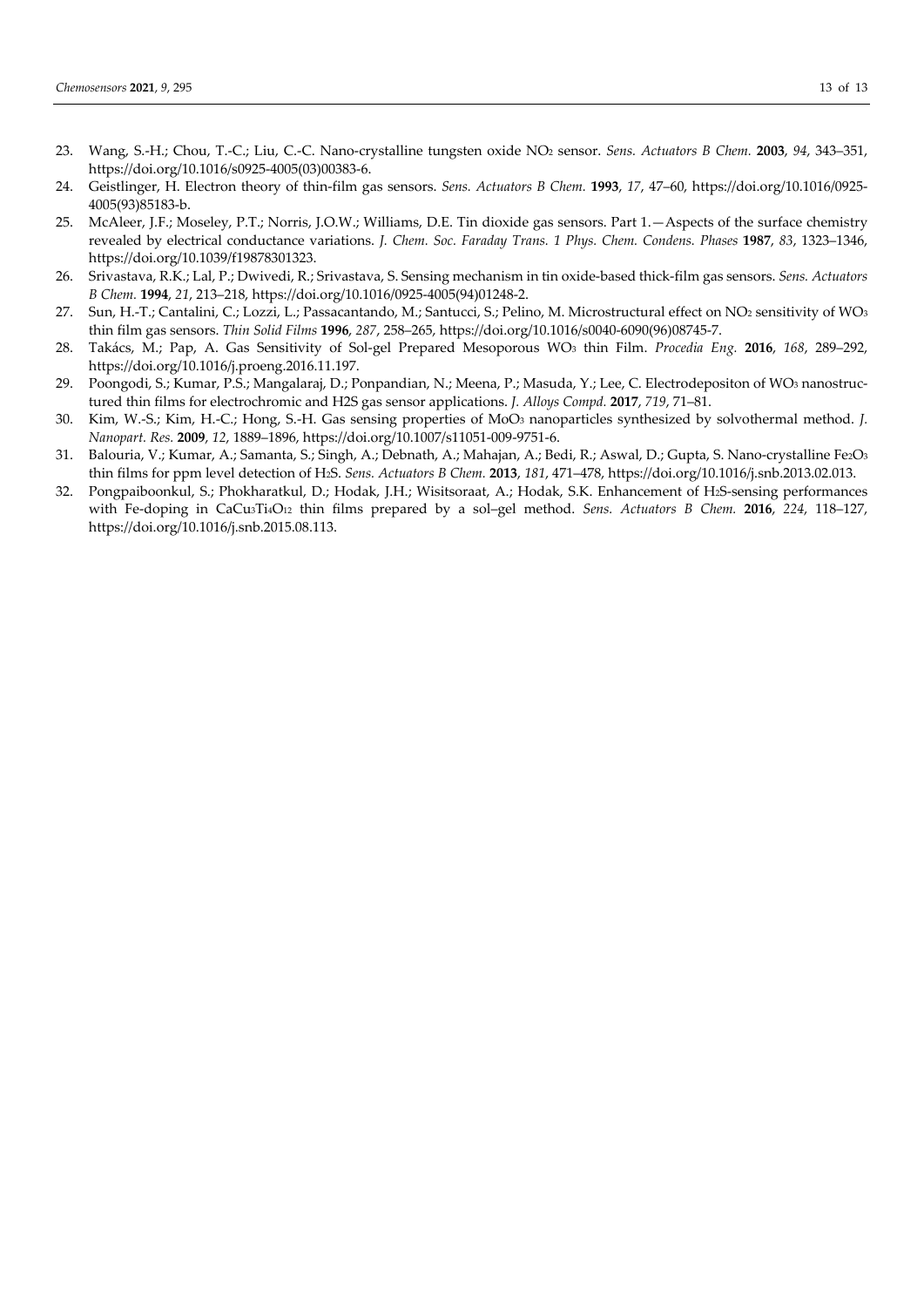23. Wang, S.-H.; Chou, T.-C.; Liu, C.-C. Nano-crystalline tungsten oxide $NO_2$ sensor. *Sens. Actuators B Chem.* **2003**, *94*, 343–351, https://doi.org/10.1016/s0925-4005(03)00383-6.
24. Geistlinger, H. Electron theory of thin-film gas sensors. *Sens. Actuators B Chem.* **1993**, *17*, 47–60, https://doi.org/10.1016/0925-4005(93)85183-b.
25. McAleer, J.F.; Moseley, P.T.; Norris, J.O.W.; Williams, D.E. Tin dioxide gas sensors. Part 1.—Aspects of the surface chemistry revealed by electrical conductance variations. *J. Chem. Soc. Faraday Trans. 1 Phys. Chem. Condens. Phases* **1987**, *83*, 1323–1346, https://doi.org/10.1039/f19878301323.
26. Srivastava, R.K.; Lal, P.; Dwivedi, R.; Srivastava, S. Sensing mechanism in tin oxide-based thick-film gas sensors. *Sens. Actuators B Chem.* **1994**, *21*, 213–218, https://doi.org/10.1016/0925-4005(94)01248-2.
27. Sun, H.-T.; Cantalini, C.; Lozzi, L.; Passacantando, M.; Santucci, S.; Pelino, M. Microstructural effect on $NO_2$ sensitivity of $WO_3$ thin film gas sensors. *Thin Solid Films* **1996**, *287*, 258–265, https://doi.org/10.1016/s0040-6090(96)08745-7.
28. Takács, M.; Pap, A. Gas Sensitivity of Sol-gel Prepared Mesoporous $WO_3$ thin Film. *Procedia Eng.* **2016**, *168*, 289–292, https://doi.org/10.1016/j.proeng.2016.11.197.
29. Poongodi, S.; Kumar, P.S.; Mangalaraj, D.; Ponpandian, N.; Meena, P.; Masuda, Y.; Lee, C. Electrodepositon of $WO_3$ nanostructured thin films for electrochromic and H2S gas sensor applications. *J. Alloys Compd.* **2017**, *719*, 71–81.
30. Kim, W.-S.; Kim, H.-C.; Hong, S.-H. Gas sensing properties of $MoO_3$ nanoparticles synthesized by solvothermal method. *J. Nanopart. Res.* **2009**, *12*, 1889–1896, https://doi.org/10.1007/s11051-009-9751-6.
31. Balouria, V.; Kumar, A.; Samanta, S.; Singh, A.; Debnath, A.; Mahajan, A.; Bedi, R.; Aswal, D.; Gupta, S. Nano-crystalline $Fe_2O_3$ thin films for ppm level detection of $H_2S$. *Sens. Actuators B Chem.* **2013**, *181*, 471–478, https://doi.org/10.1016/j.snb.2013.02.013.
32. Pongpaiboonkul, S.; Phokharatkul, D.; Hodak, J.H.; Wisitsoraat, A.; Hodak, S.K. Enhancement of $H_2S$-sensing performances with Fe-doping in $CaCu_3Ti_4O_{12}$ thin films prepared by a sol–gel method. *Sens. Actuators B Chem.* **2016**, *224*, 118–127, https://doi.org/10.1016/j.snb.2015.08.113.